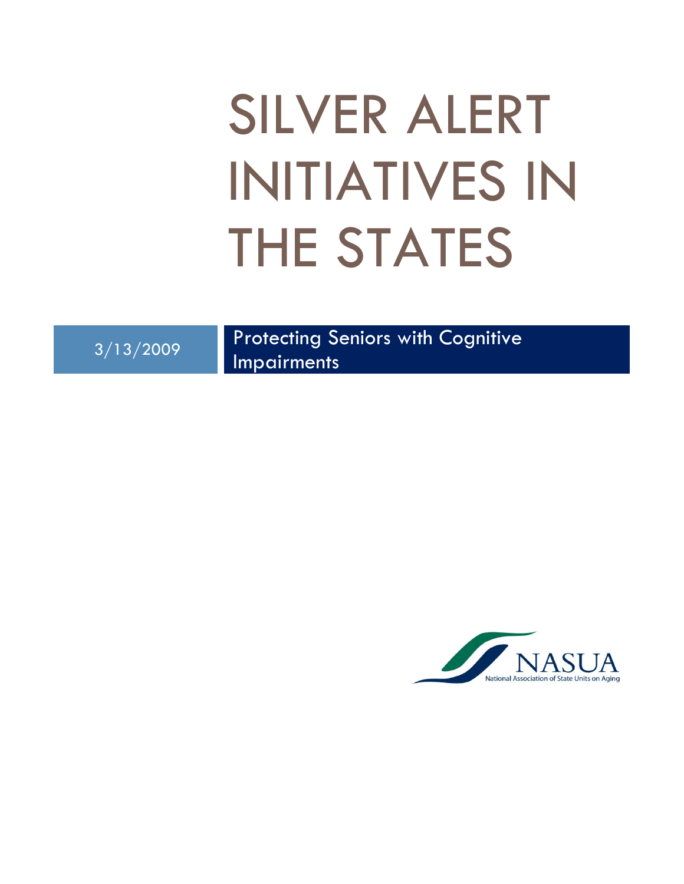# SILVER ALERT INITIATIVES IN THE STATES

3/13/2009

Protecting Seniors with Cognitive Impairments

NASUA

National Association of State Units on Aging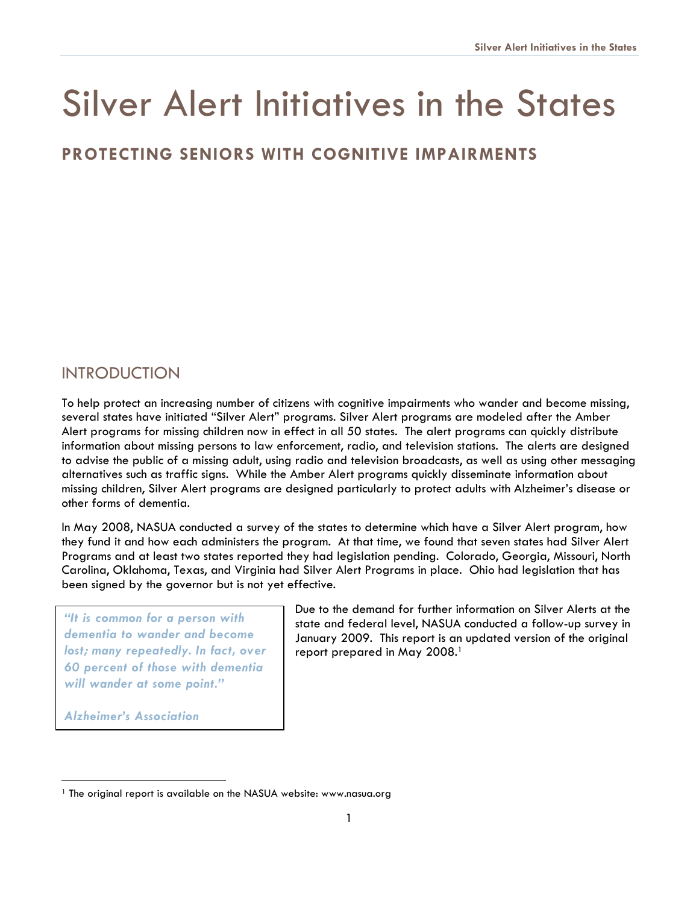# Silver Alert Initiatives in the States

## PROTECTING SENIORS WITH COGNITIVE IMPAIRMENTS

## INTRODUCTION

To help protect an increasing number of citizens with cognitive impairments who wander and become missing, several states have initiated "Silver Alert" programs. Silver Alert programs are modeled after the Amber Alert programs for missing children now in effect in all 50 states. The alert programs can quickly distribute information about missing persons to law enforcement, radio, and television stations. The alerts are designed to advise the public of a missing adult, using radio and television broadcasts, as well as using other messaging alternatives such as traffic signs. While the Amber Alert programs quickly disseminate information about missing children, Silver Alert programs are designed particularly to protect adults with Alzheimer's disease or other forms of dementia.

In May 2008, NASUA conducted a survey of the states to determine which have a Silver Alert program, how they fund it and how each administers the program. At that time, we found that seven states had Silver Alert Programs and at least two states reported they had legislation pending. Colorado, Georgia, Missouri, North Carolina, Oklahoma, Texas, and Virginia had Silver Alert Programs in place. Ohio had legislation that has been signed by the governor but is not yet effective.

> ***"It is common for a person with dementia to wander and become lost; many repeatedly. In fact, over 60 percent of those with dementia will wander at some point."***
>
> ***Alzheimer's Association***

Due to the demand for further information on Silver Alerts at the state and federal level, NASUA conducted a follow-up survey in January 2009. This report is an updated version of the original report prepared in May 2008.[1]

[1] The original report is available on the NASUA website: www.nasua.org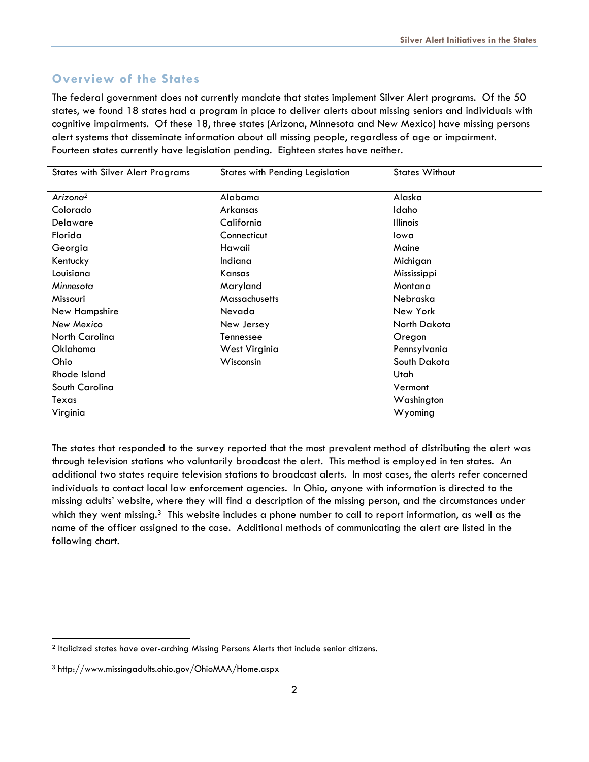## Overview of the States

The federal government does not currently mandate that states implement Silver Alert programs. Of the 50 states, we found 18 states had a program in place to deliver alerts about missing seniors and individuals with cognitive impairments. Of these 18, three states (Arizona, Minnesota and New Mexico) have missing persons alert systems that disseminate information about all missing people, regardless of age or impairment. Fourteen states currently have legislation pending. Eighteen states have neither.

| States with Silver Alert Programs | States with Pending Legislation | States Without |
|---|---|---|
| *Arizona*[2] | Alabama | Alaska |
| Colorado | Arkansas | Idaho |
| Delaware | California | Illinois |
| Florida | Connecticut | Iowa |
| Georgia | Hawaii | Maine |
| Kentucky | Indiana | Michigan |
| Louisiana | Kansas | Mississippi |
| *Minnesota* | Maryland | Montana |
| Missouri | Massachusetts | Nebraska |
| New Hampshire | Nevada | New York |
| *New Mexico* | New Jersey | North Dakota |
| North Carolina | Tennessee | Oregon |
| Oklahoma | West Virginia | Pennsylvania |
| Ohio | Wisconsin | South Dakota |
| Rhode Island | | Utah |
| South Carolina | | Vermont |
| Texas | | Washington |
| Virginia | | Wyoming |

The states that responded to the survey reported that the most prevalent method of distributing the alert was through television stations who voluntarily broadcast the alert. This method is employed in ten states. An additional two states require television stations to broadcast alerts. In most cases, the alerts refer concerned individuals to contact local law enforcement agencies. In Ohio, anyone with information is directed to the missing adults' website, where they will find a description of the missing person, and the circumstances under which they went missing.[3] This website includes a phone number to call to report information, as well as the name of the officer assigned to the case. Additional methods of communicating the alert are listed in the following chart.

---

[2] Italicized states have over-arching Missing Persons Alerts that include senior citizens.

[3] http://www.missingadults.ohio.gov/OhioMAA/Home.aspx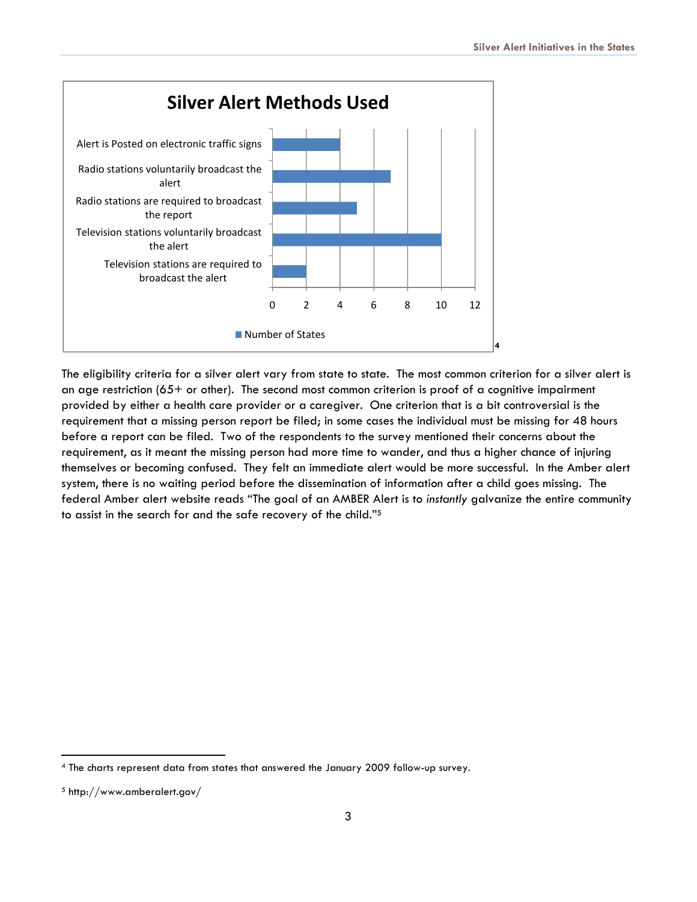**Silver Alert Methods Used**

Alert is Posted on electronic traffic signs

Radio stations voluntarily broadcast the alert

Radio stations are required to broadcast the report

Television stations voluntarily broadcast the alert

Television stations are required to broadcast the alert

0 2 4 6 8 10 12

Number of States

[4]

The eligibility criteria for a silver alert vary from state to state. The most common criterion for a silver alert is an age restriction (65+ or other). The second most common criterion is proof of a cognitive impairment provided by either a health care provider or a caregiver. One criterion that is a bit controversial is the requirement that a missing person report be filed; in some cases the individual must be missing for 48 hours before a report can be filed. Two of the respondents to the survey mentioned their concerns about the requirement, as it meant the missing person had more time to wander, and thus a higher chance of injuring themselves or becoming confused. They felt an immediate alert would be more successful. In the Amber alert system, there is no waiting period before the dissemination of information after a child goes missing. The federal Amber alert website reads "The goal of an AMBER Alert is to *instantly* galvanize the entire community to assist in the search for and the safe recovery of the child."[5]

---

[4] The charts represent data from states that answered the January 2009 follow-up survey.

[5] http://www.amberalert.gov/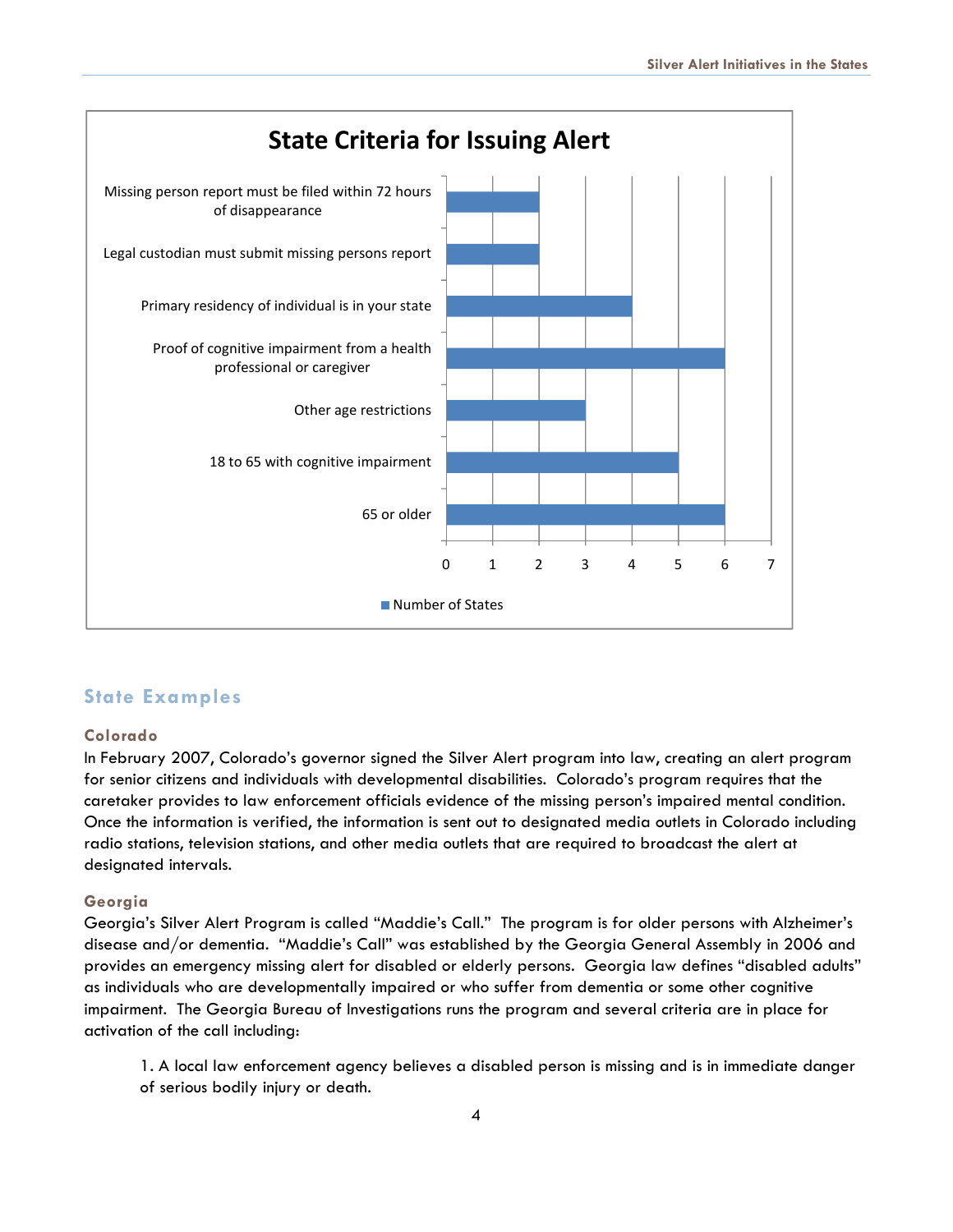State Criteria for Issuing Alert

Missing person report must be filed within 72 hours of disappearance

Legal custodian must submit missing persons report

Primary residency of individual is in your state

Proof of cognitive impairment from a health professional or caregiver

Other age restrictions

18 to 65 with cognitive impairment

65 or older

0 1 2 3 4 5 6 7

Number of States

## State Examples

### Colorado

In February 2007, Colorado's governor signed the Silver Alert program into law, creating an alert program for senior citizens and individuals with developmental disabilities. Colorado's program requires that the caretaker provides to law enforcement officials evidence of the missing person's impaired mental condition. Once the information is verified, the information is sent out to designated media outlets in Colorado including radio stations, television stations, and other media outlets that are required to broadcast the alert at designated intervals.

### Georgia

Georgia's Silver Alert Program is called "Maddie's Call." The program is for older persons with Alzheimer's disease and/or dementia. "Maddie's Call" was established by the Georgia General Assembly in 2006 and provides an emergency missing alert for disabled or elderly persons. Georgia law defines "disabled adults" as individuals who are developmentally impaired or who suffer from dementia or some other cognitive impairment. The Georgia Bureau of Investigations runs the program and several criteria are in place for activation of the call including:

1. A local law enforcement agency believes a disabled person is missing and is in immediate danger of serious bodily injury or death.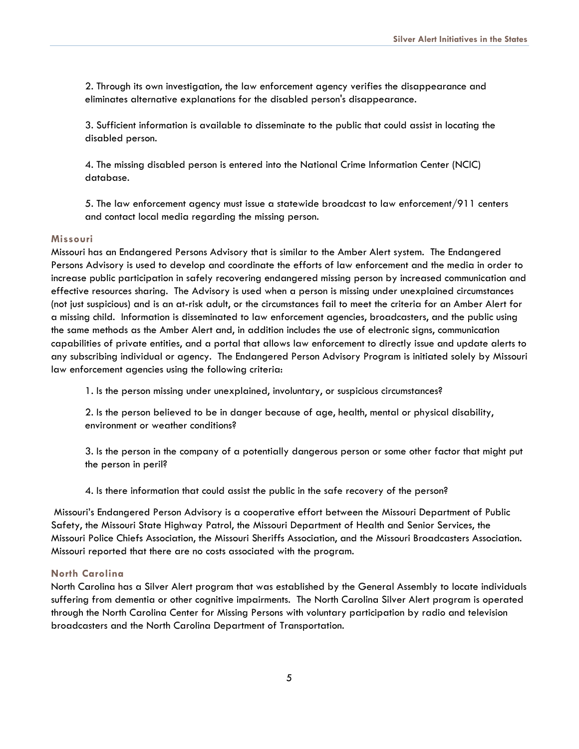2. Through its own investigation, the law enforcement agency verifies the disappearance and eliminates alternative explanations for the disabled person's disappearance.

3. Sufficient information is available to disseminate to the public that could assist in locating the disabled person.

4. The missing disabled person is entered into the National Crime Information Center (NCIC) database.

5. The law enforcement agency must issue a statewide broadcast to law enforcement/911 centers and contact local media regarding the missing person.

### Missouri

Missouri has an Endangered Persons Advisory that is similar to the Amber Alert system. The Endangered Persons Advisory is used to develop and coordinate the efforts of law enforcement and the media in order to increase public participation in safely recovering endangered missing person by increased communication and effective resources sharing. The Advisory is used when a person is missing under unexplained circumstances (not just suspicious) and is an at-risk adult, or the circumstances fail to meet the criteria for an Amber Alert for a missing child. Information is disseminated to law enforcement agencies, broadcasters, and the public using the same methods as the Amber Alert and, in addition includes the use of electronic signs, communication capabilities of private entities, and a portal that allows law enforcement to directly issue and update alerts to any subscribing individual or agency. The Endangered Person Advisory Program is initiated solely by Missouri law enforcement agencies using the following criteria:

1. Is the person missing under unexplained, involuntary, or suspicious circumstances?

2. Is the person believed to be in danger because of age, health, mental or physical disability, environment or weather conditions?

3. Is the person in the company of a potentially dangerous person or some other factor that might put the person in peril?

4. Is there information that could assist the public in the safe recovery of the person?

Missouri's Endangered Person Advisory is a cooperative effort between the Missouri Department of Public Safety, the Missouri State Highway Patrol, the Missouri Department of Health and Senior Services, the Missouri Police Chiefs Association, the Missouri Sheriffs Association, and the Missouri Broadcasters Association. Missouri reported that there are no costs associated with the program.

### North Carolina

North Carolina has a Silver Alert program that was established by the General Assembly to locate individuals suffering from dementia or other cognitive impairments. The North Carolina Silver Alert program is operated through the North Carolina Center for Missing Persons with voluntary participation by radio and television broadcasters and the North Carolina Department of Transportation.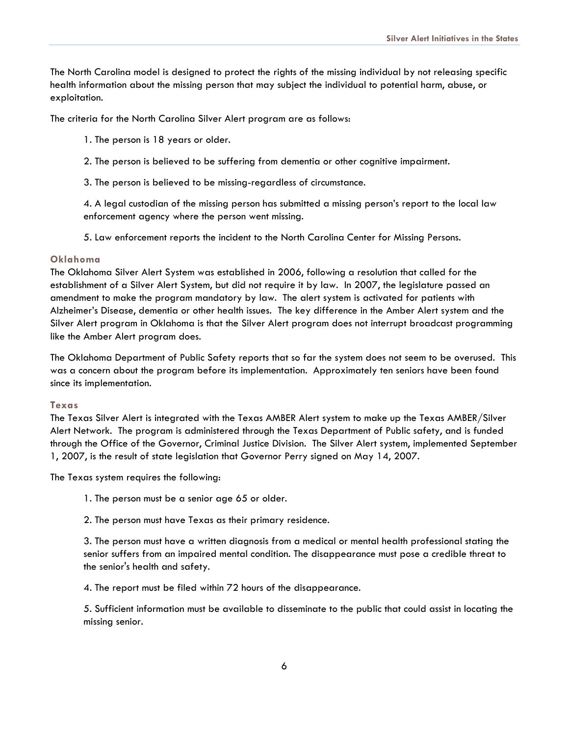The North Carolina model is designed to protect the rights of the missing individual by not releasing specific health information about the missing person that may subject the individual to potential harm, abuse, or exploitation.

The criteria for the North Carolina Silver Alert program are as follows:

1. The person is 18 years or older.

2. The person is believed to be suffering from dementia or other cognitive impairment.

3. The person is believed to be missing-regardless of circumstance.

4. A legal custodian of the missing person has submitted a missing person's report to the local law enforcement agency where the person went missing.

5. Law enforcement reports the incident to the North Carolina Center for Missing Persons.

### Oklahoma

The Oklahoma Silver Alert System was established in 2006, following a resolution that called for the establishment of a Silver Alert System, but did not require it by law. In 2007, the legislature passed an amendment to make the program mandatory by law. The alert system is activated for patients with Alzheimer's Disease, dementia or other health issues. The key difference in the Amber Alert system and the Silver Alert program in Oklahoma is that the Silver Alert program does not interrupt broadcast programming like the Amber Alert program does.

The Oklahoma Department of Public Safety reports that so far the system does not seem to be overused. This was a concern about the program before its implementation. Approximately ten seniors have been found since its implementation.

### Texas

The Texas Silver Alert is integrated with the Texas AMBER Alert system to make up the Texas AMBER/Silver Alert Network. The program is administered through the Texas Department of Public safety, and is funded through the Office of the Governor, Criminal Justice Division. The Silver Alert system, implemented September 1, 2007, is the result of state legislation that Governor Perry signed on May 14, 2007.

The Texas system requires the following:

1. The person must be a senior age 65 or older.

2. The person must have Texas as their primary residence.

3. The person must have a written diagnosis from a medical or mental health professional stating the senior suffers from an impaired mental condition. The disappearance must pose a credible threat to the senior's health and safety.

4. The report must be filed within 72 hours of the disappearance.

5. Sufficient information must be available to disseminate to the public that could assist in locating the missing senior.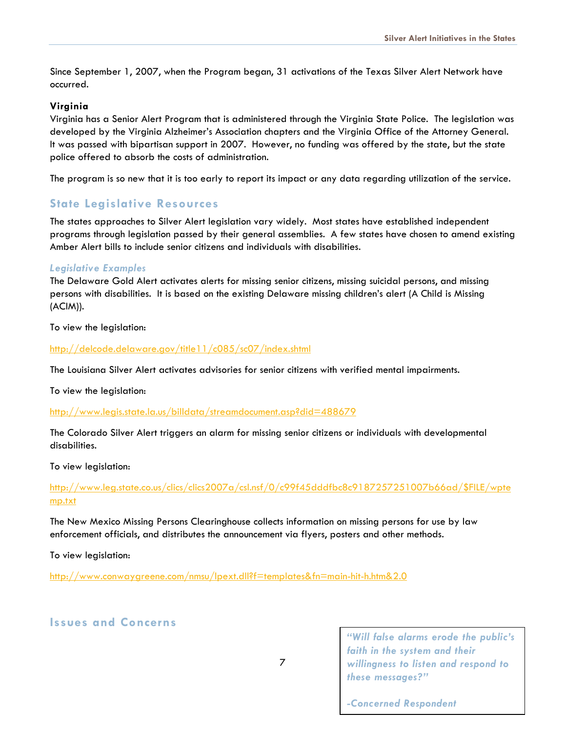Since September 1, 2007, when the Program began, 31 activations of the Texas Silver Alert Network have occurred.

**Virginia**

Virginia has a Senior Alert Program that is administered through the Virginia State Police. The legislation was developed by the Virginia Alzheimer's Association chapters and the Virginia Office of the Attorney General. It was passed with bipartisan support in 2007. However, no funding was offered by the state, but the state police offered to absorb the costs of administration.

The program is so new that it is too early to report its impact or any data regarding utilization of the service.

## State Legislative Resources

The states approaches to Silver Alert legislation vary widely. Most states have established independent programs through legislation passed by their general assemblies. A few states have chosen to amend existing Amber Alert bills to include senior citizens and individuals with disabilities.

### *Legislative Examples*

The Delaware Gold Alert activates alerts for missing senior citizens, missing suicidal persons, and missing persons with disabilities. It is based on the existing Delaware missing children's alert (A Child is Missing (ACIM)).

To view the legislation:

http://delcode.delaware.gov/title11/c085/sc07/index.shtml

The Louisiana Silver Alert activates advisories for senior citizens with verified mental impairments.

To view the legislation:

http://www.legis.state.la.us/billdata/streamdocument.asp?did=488679

The Colorado Silver Alert triggers an alarm for missing senior citizens or individuals with developmental disabilities.

To view legislation:

http://www.leg.state.co.us/clics/clics2007a/csl.nsf/0/c99f45dddfbc8c9187257251007b66ad/$FILE/wptemp.txt

The New Mexico Missing Persons Clearinghouse collects information on missing persons for use by law enforcement officials, and distributes the announcement via flyers, posters and other methods.

To view legislation:

http://www.conwaygreene.com/nmsu/lpext.dll?f=templates&fn=main-hit-h.htm&2.0

## Issues and Concerns

> ***"Will false alarms erode the public's faith in the system and their willingness to listen and respond to these messages?"***
>
> ***-Concerned Respondent***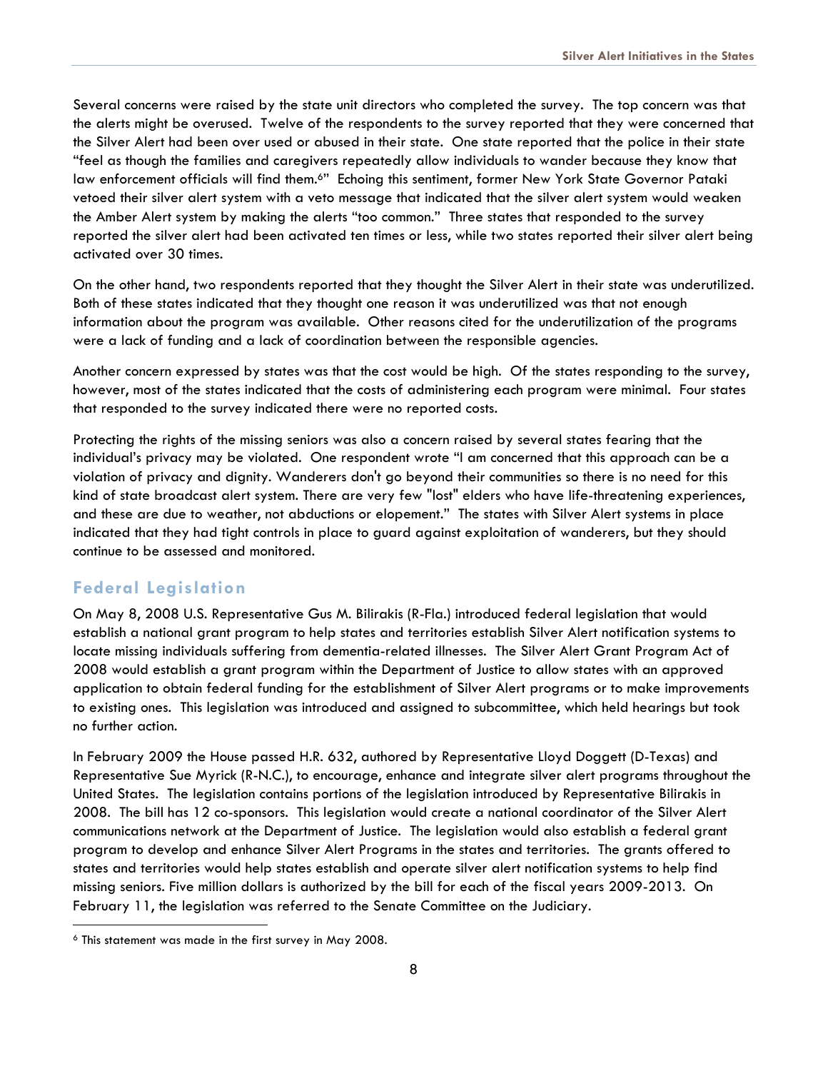Several concerns were raised by the state unit directors who completed the survey. The top concern was that the alerts might be overused. Twelve of the respondents to the survey reported that they were concerned that the Silver Alert had been over used or abused in their state. One state reported that the police in their state "feel as though the families and caregivers repeatedly allow individuals to wander because they know that law enforcement officials will find them.[6]" Echoing this sentiment, former New York State Governor Pataki vetoed their silver alert system with a veto message that indicated that the silver alert system would weaken the Amber Alert system by making the alerts "too common." Three states that responded to the survey reported the silver alert had been activated ten times or less, while two states reported their silver alert being activated over 30 times.

On the other hand, two respondents reported that they thought the Silver Alert in their state was underutilized. Both of these states indicated that they thought one reason it was underutilized was that not enough information about the program was available. Other reasons cited for the underutilization of the programs were a lack of funding and a lack of coordination between the responsible agencies.

Another concern expressed by states was that the cost would be high. Of the states responding to the survey, however, most of the states indicated that the costs of administering each program were minimal. Four states that responded to the survey indicated there were no reported costs.

Protecting the rights of the missing seniors was also a concern raised by several states fearing that the individual's privacy may be violated. One respondent wrote "I am concerned that this approach can be a violation of privacy and dignity. Wanderers don't go beyond their communities so there is no need for this kind of state broadcast alert system. There are very few "lost" elders who have life-threatening experiences, and these are due to weather, not abductions or elopement." The states with Silver Alert systems in place indicated that they had tight controls in place to guard against exploitation of wanderers, but they should continue to be assessed and monitored.

## Federal Legislation

On May 8, 2008 U.S. Representative Gus M. Bilirakis (R-Fla.) introduced federal legislation that would establish a national grant program to help states and territories establish Silver Alert notification systems to locate missing individuals suffering from dementia-related illnesses. The Silver Alert Grant Program Act of 2008 would establish a grant program within the Department of Justice to allow states with an approved application to obtain federal funding for the establishment of Silver Alert programs or to make improvements to existing ones. This legislation was introduced and assigned to subcommittee, which held hearings but took no further action.

In February 2009 the House passed H.R. 632, authored by Representative Lloyd Doggett (D-Texas) and Representative Sue Myrick (R-N.C.), to encourage, enhance and integrate silver alert programs throughout the United States. The legislation contains portions of the legislation introduced by Representative Bilirakis in 2008. The bill has 12 co-sponsors. This legislation would create a national coordinator of the Silver Alert communications network at the Department of Justice. The legislation would also establish a federal grant program to develop and enhance Silver Alert Programs in the states and territories. The grants offered to states and territories would help states establish and operate silver alert notification systems to help find missing seniors. Five million dollars is authorized by the bill for each of the fiscal years 2009-2013. On February 11, the legislation was referred to the Senate Committee on the Judiciary.

[6] This statement was made in the first survey in May 2008.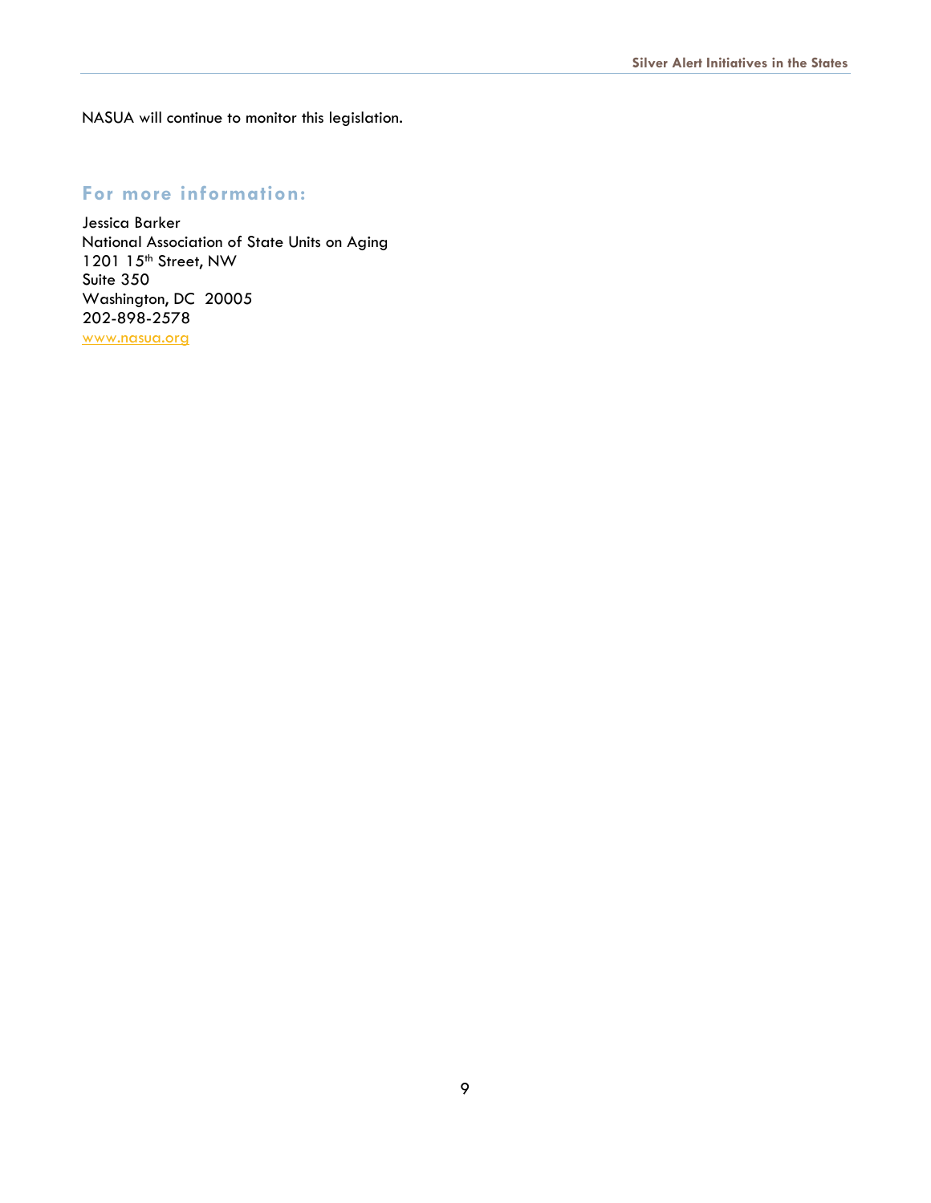NASUA will continue to monitor this legislation.

## For more information:

Jessica Barker
National Association of State Units on Aging
1201 15th Street, NW
Suite 350
Washington, DC 20005
202-898-2578
www.nasua.org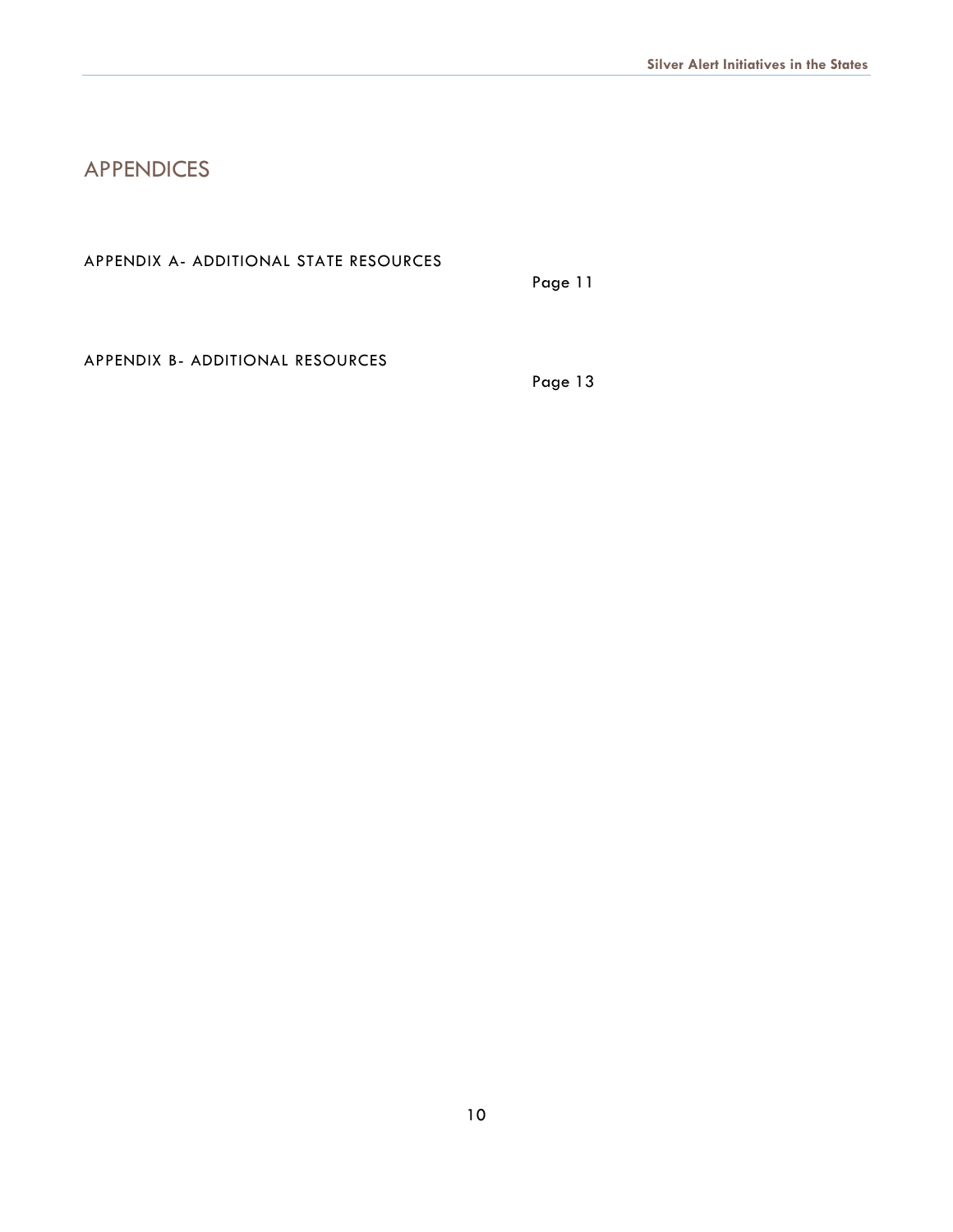# APPENDICES

APPENDIX A- ADDITIONAL STATE RESOURCES

Page 11

APPENDIX B- ADDITIONAL RESOURCES

Page 13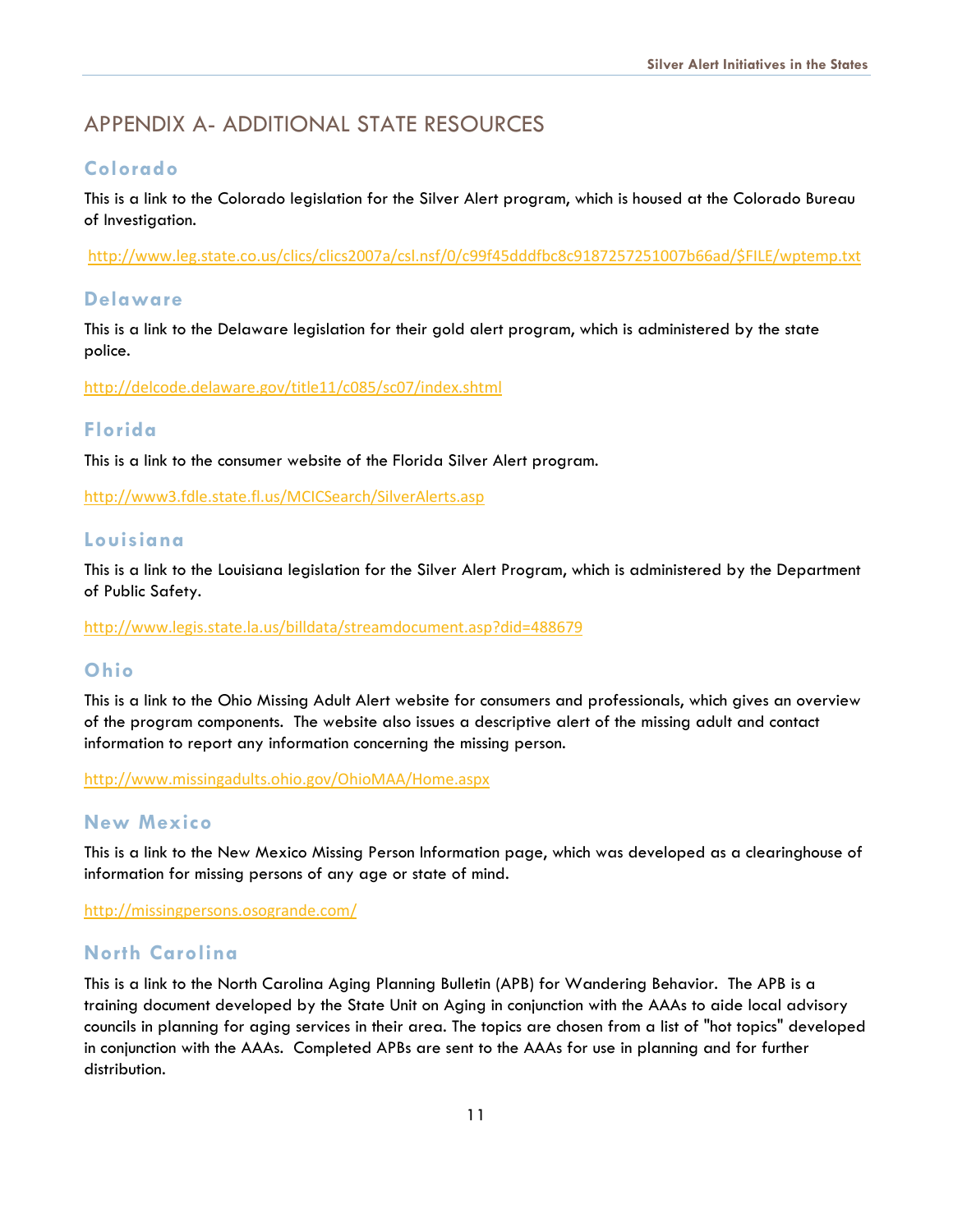# APPENDIX A- ADDITIONAL STATE RESOURCES

## Colorado

This is a link to the Colorado legislation for the Silver Alert program, which is housed at the Colorado Bureau of Investigation.

http://www.leg.state.co.us/clics/clics2007a/csl.nsf/0/c99f45dddfbc8c9187257251007b66ad/$FILE/wptemp.txt

## Delaware

This is a link to the Delaware legislation for their gold alert program, which is administered by the state police.

http://delcode.delaware.gov/title11/c085/sc07/index.shtml

## Florida

This is a link to the consumer website of the Florida Silver Alert program.

http://www3.fdle.state.fl.us/MCICSearch/SilverAlerts.asp

## Louisiana

This is a link to the Louisiana legislation for the Silver Alert Program, which is administered by the Department of Public Safety.

http://www.legis.state.la.us/billdata/streamdocument.asp?did=488679

## Ohio

This is a link to the Ohio Missing Adult Alert website for consumers and professionals, which gives an overview of the program components. The website also issues a descriptive alert of the missing adult and contact information to report any information concerning the missing person.

http://www.missingadults.ohio.gov/OhioMAA/Home.aspx

## New Mexico

This is a link to the New Mexico Missing Person Information page, which was developed as a clearinghouse of information for missing persons of any age or state of mind.

http://missingpersons.osogrande.com/

## North Carolina

This is a link to the North Carolina Aging Planning Bulletin (APB) for Wandering Behavior. The APB is a training document developed by the State Unit on Aging in conjunction with the AAAs to aide local advisory councils in planning for aging services in their area. The topics are chosen from a list of "hot topics" developed in conjunction with the AAAs. Completed APBs are sent to the AAAs for use in planning and for further distribution.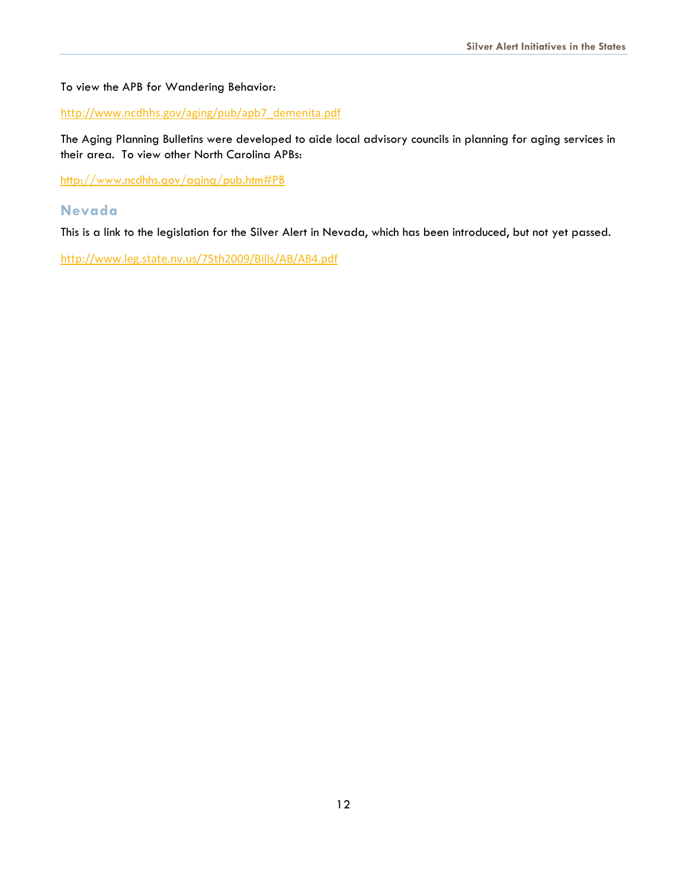To view the APB for Wandering Behavior:

http://www.ncdhhs.gov/aging/pub/apb7_demenita.pdf

The Aging Planning Bulletins were developed to aide local advisory councils in planning for aging services in their area. To view other North Carolina APBs:

http://www.ncdhhs.gov/aging/pub.htm#PB

## Nevada

This is a link to the legislation for the Silver Alert in Nevada, which has been introduced, but not yet passed.

http://www.leg.state.nv.us/75th2009/Bills/AB/AB4.pdf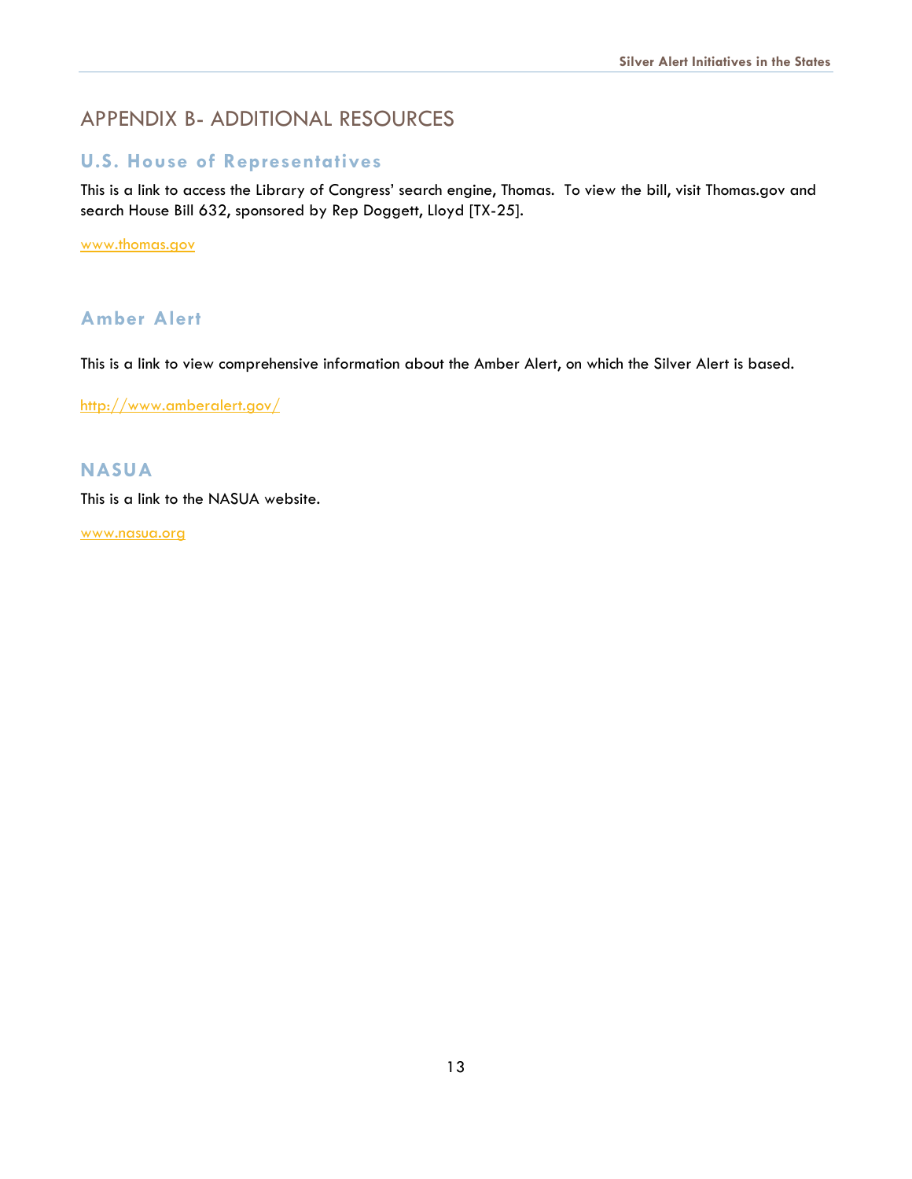# APPENDIX B- ADDITIONAL RESOURCES

## U.S. House of Representatives

This is a link to access the Library of Congress' search engine, Thomas. To view the bill, visit Thomas.gov and search House Bill 632, sponsored by Rep Doggett, Lloyd [TX-25].

[www.thomas.gov](www.thomas.gov)

## Amber Alert

This is a link to view comprehensive information about the Amber Alert, on which the Silver Alert is based.

[http://www.amberalert.gov/](http://www.amberalert.gov/)

## NASUA

This is a link to the NASUA website.

[www.nasua.org](www.nasua.org)